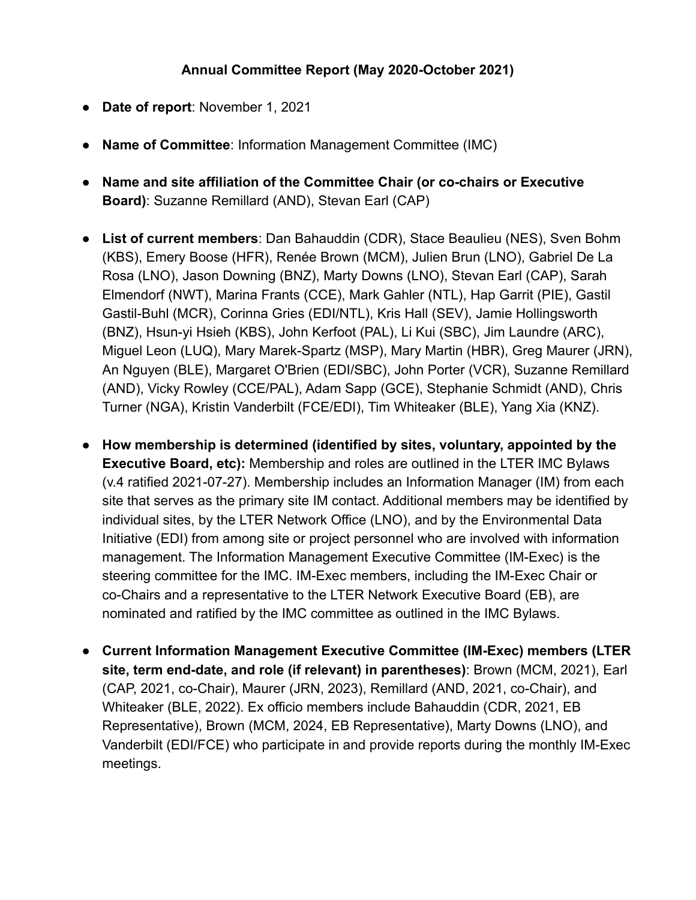**Annual Committee Report (May 2020-October 2021)**

- **Date of report**: November 1, 2021
- **Name of Committee**: Information Management Committee (IMC)
- **Name and site affiliation of the Committee Chair (or co-chairs or Executive Board)**: Suzanne Remillard (AND), Stevan Earl (CAP)
- **List of current members**: Dan Bahauddin (CDR), Stace Beaulieu (NES), Sven Bohm (KBS), Emery Boose (HFR), Renée Brown (MCM), Julien Brun (LNO), Gabriel De La Rosa (LNO), Jason Downing (BNZ), Marty Downs (LNO), Stevan Earl (CAP), Sarah Elmendorf (NWT), Marina Frants (CCE), Mark Gahler (NTL), Hap Garrit (PIE), Gastil Gastil-Buhl (MCR), Corinna Gries (EDI/NTL), Kris Hall (SEV), Jamie Hollingsworth (BNZ), Hsun-yi Hsieh (KBS), John Kerfoot (PAL), Li Kui (SBC), Jim Laundre (ARC), Miguel Leon (LUQ), Mary Marek-Spartz (MSP), Mary Martin (HBR), Greg Maurer (JRN), An Nguyen (BLE), Margaret O'Brien (EDI/SBC), John Porter (VCR), Suzanne Remillard (AND), Vicky Rowley (CCE/PAL), Adam Sapp (GCE), Stephanie Schmidt (AND), Chris Turner (NGA), Kristin Vanderbilt (FCE/EDI), Tim Whiteaker (BLE), Yang Xia (KNZ).
- **How membership is determined (identified by sites, voluntary, appointed by the Executive Board, etc):** Membership and roles are outlined in the LTER IMC Bylaws (v.4 ratified 2021-07-27). Membership includes an Information Manager (IM) from each site that serves as the primary site IM contact. Additional members may be identified by individual sites, by the LTER Network Office (LNO), and by the Environmental Data Initiative (EDI) from among site or project personnel who are involved with information management. The Information Management Executive Committee (IM-Exec) is the steering committee for the IMC. IM-Exec members, including the IM-Exec Chair or co-Chairs and a representative to the LTER Network Executive Board (EB), are nominated and ratified by the IMC committee as outlined in the IMC Bylaws.
- **Current Information Management Executive Committee (IM-Exec) members (LTER site, term end-date, and role (if relevant) in parentheses)**: Brown (MCM, 2021), Earl (CAP, 2021, co-Chair), Maurer (JRN, 2023), Remillard (AND, 2021, co-Chair), and Whiteaker (BLE, 2022). Ex officio members include Bahauddin (CDR, 2021, EB Representative), Brown (MCM, 2024, EB Representative), Marty Downs (LNO), and Vanderbilt (EDI/FCE) who participate in and provide reports during the monthly IM-Exec meetings.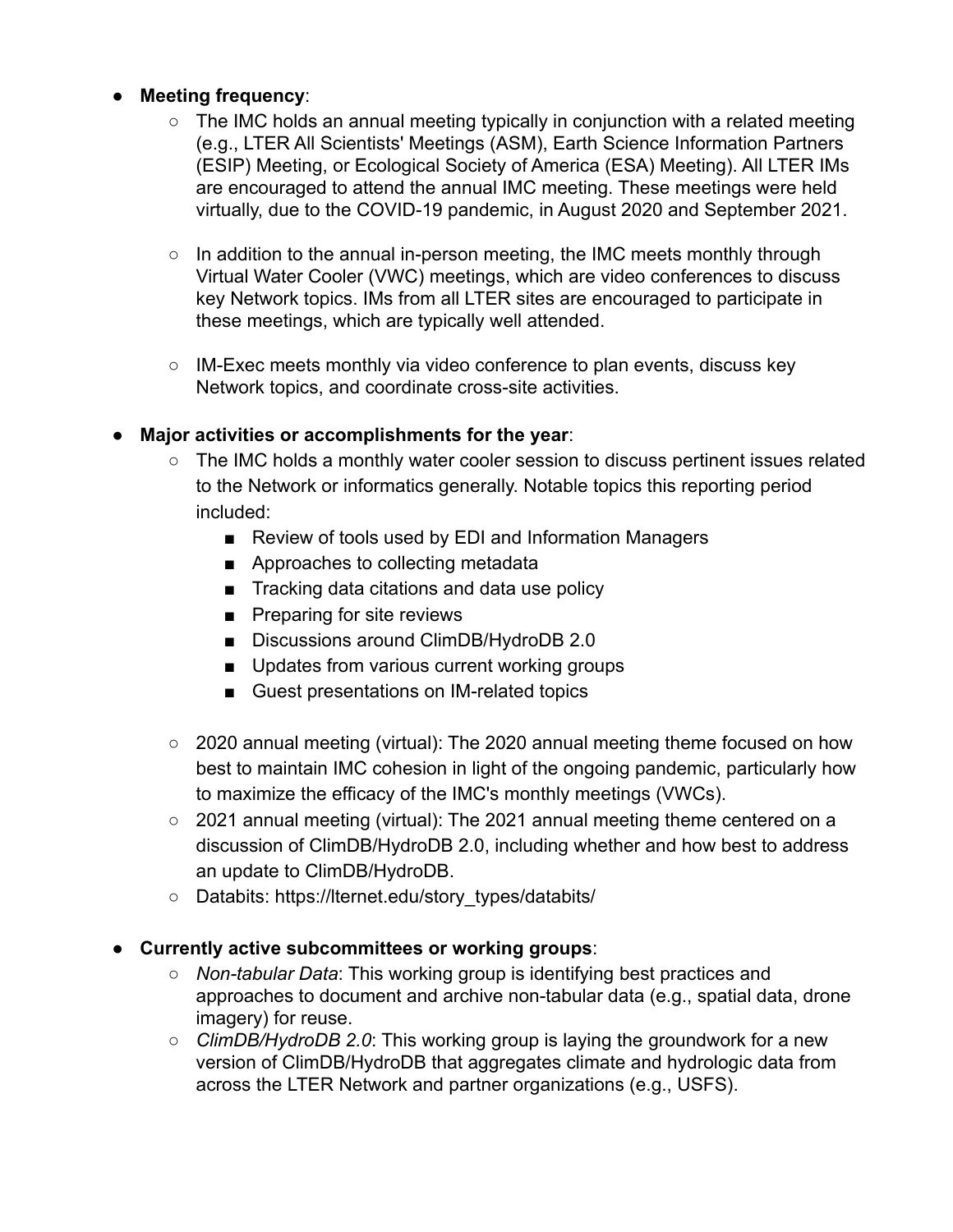- **Meeting frequency**:
  - The IMC holds an annual meeting typically in conjunction with a related meeting (e.g., LTER All Scientists' Meetings (ASM), Earth Science Information Partners (ESIP) Meeting, or Ecological Society of America (ESA) Meeting). All LTER IMs are encouraged to attend the annual IMC meeting. These meetings were held virtually, due to the COVID-19 pandemic, in August 2020 and September 2021.

  - In addition to the annual in-person meeting, the IMC meets monthly through Virtual Water Cooler (VWC) meetings, which are video conferences to discuss key Network topics. IMs from all LTER sites are encouraged to participate in these meetings, which are typically well attended.

  - IM-Exec meets monthly via video conference to plan events, discuss key Network topics, and coordinate cross-site activities.

- **Major activities or accomplishments for the year**:
  - The IMC holds a monthly water cooler session to discuss pertinent issues related to the Network or informatics generally. Notable topics this reporting period included:
    - Review of tools used by EDI and Information Managers
    - Approaches to collecting metadata
    - Tracking data citations and data use policy
    - Preparing for site reviews
    - Discussions around ClimDB/HydroDB 2.0
    - Updates from various current working groups
    - Guest presentations on IM-related topics

  - 2020 annual meeting (virtual): The 2020 annual meeting theme focused on how best to maintain IMC cohesion in light of the ongoing pandemic, particularly how to maximize the efficacy of the IMC's monthly meetings (VWCs).
  - 2021 annual meeting (virtual): The 2021 annual meeting theme centered on a discussion of ClimDB/HydroDB 2.0, including whether and how best to address an update to ClimDB/HydroDB.
  - Databits: https://lternet.edu/story_types/databits/

- **Currently active subcommittees or working groups**:
  - *Non-tabular Data*: This working group is identifying best practices and approaches to document and archive non-tabular data (e.g., spatial data, drone imagery) for reuse.
  - *ClimDB/HydroDB 2.0*: This working group is laying the groundwork for a new version of ClimDB/HydroDB that aggregates climate and hydrologic data from across the LTER Network and partner organizations (e.g., USFS).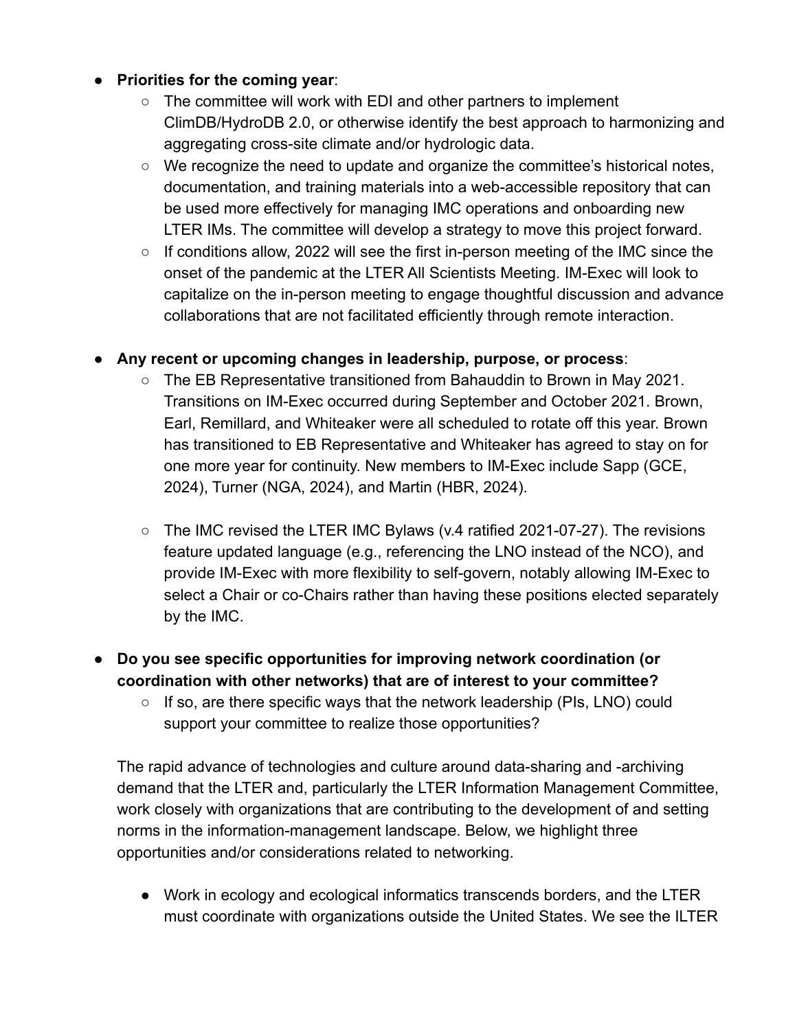- **Priorities for the coming year**:
    - The committee will work with EDI and other partners to implement ClimDB/HydroDB 2.0, or otherwise identify the best approach to harmonizing and aggregating cross-site climate and/or hydrologic data.
    - We recognize the need to update and organize the committee's historical notes, documentation, and training materials into a web-accessible repository that can be used more effectively for managing IMC operations and onboarding new LTER IMs. The committee will develop a strategy to move this project forward.
    - If conditions allow, 2022 will see the first in-person meeting of the IMC since the onset of the pandemic at the LTER All Scientists Meeting. IM-Exec will look to capitalize on the in-person meeting to engage thoughtful discussion and advance collaborations that are not facilitated efficiently through remote interaction.

- **Any recent or upcoming changes in leadership, purpose, or process**:
    - The EB Representative transitioned from Bahauddin to Brown in May 2021. Transitions on IM-Exec occurred during September and October 2021. Brown, Earl, Remillard, and Whiteaker were all scheduled to rotate off this year. Brown has transitioned to EB Representative and Whiteaker has agreed to stay on for one more year for continuity. New members to IM-Exec include Sapp (GCE, 2024), Turner (NGA, 2024), and Martin (HBR, 2024).

    - The IMC revised the LTER IMC Bylaws (v.4 ratified 2021-07-27). The revisions feature updated language (e.g., referencing the LNO instead of the NCO), and provide IM-Exec with more flexibility to self-govern, notably allowing IM-Exec to select a Chair or co-Chairs rather than having these positions elected separately by the IMC.

- **Do you see specific opportunities for improving network coordination (or coordination with other networks) that are of interest to your committee?**
    - If so, are there specific ways that the network leadership (PIs, LNO) could support your committee to realize those opportunities?

The rapid advance of technologies and culture around data-sharing and -archiving demand that the LTER and, particularly the LTER Information Management Committee, work closely with organizations that are contributing to the development of and setting norms in the information-management landscape. Below, we highlight three opportunities and/or considerations related to networking.

- Work in ecology and ecological informatics transcends borders, and the LTER must coordinate with organizations outside the United States. We see the ILTER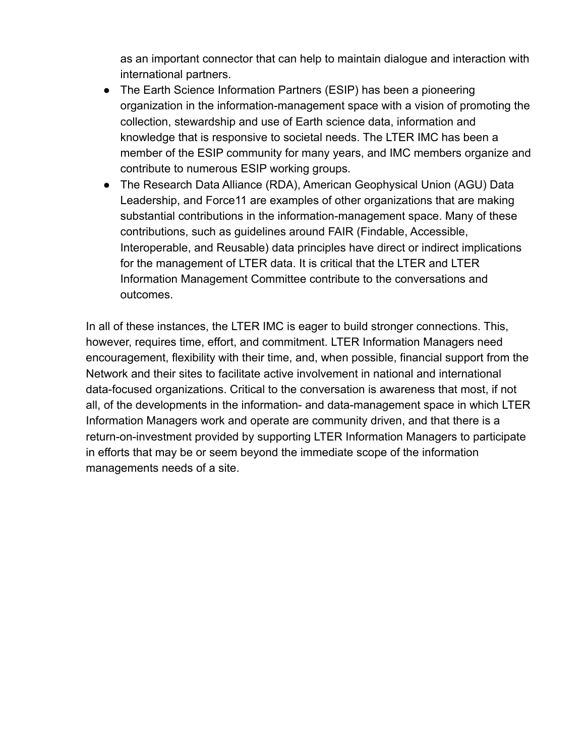as an important connector that can help to maintain dialogue and interaction with international partners.

- The Earth Science Information Partners (ESIP) has been a pioneering organization in the information-management space with a vision of promoting the collection, stewardship and use of Earth science data, information and knowledge that is responsive to societal needs. The LTER IMC has been a member of the ESIP community for many years, and IMC members organize and contribute to numerous ESIP working groups.
- The Research Data Alliance (RDA), American Geophysical Union (AGU) Data Leadership, and Force11 are examples of other organizations that are making substantial contributions in the information-management space. Many of these contributions, such as guidelines around FAIR (Findable, Accessible, Interoperable, and Reusable) data principles have direct or indirect implications for the management of LTER data. It is critical that the LTER and LTER Information Management Committee contribute to the conversations and outcomes.

In all of these instances, the LTER IMC is eager to build stronger connections. This, however, requires time, effort, and commitment. LTER Information Managers need encouragement, flexibility with their time, and, when possible, financial support from the Network and their sites to facilitate active involvement in national and international data-focused organizations. Critical to the conversation is awareness that most, if not all, of the developments in the information- and data-management space in which LTER Information Managers work and operate are community driven, and that there is a return-on-investment provided by supporting LTER Information Managers to participate in efforts that may be or seem beyond the immediate scope of the information managements needs of a site.